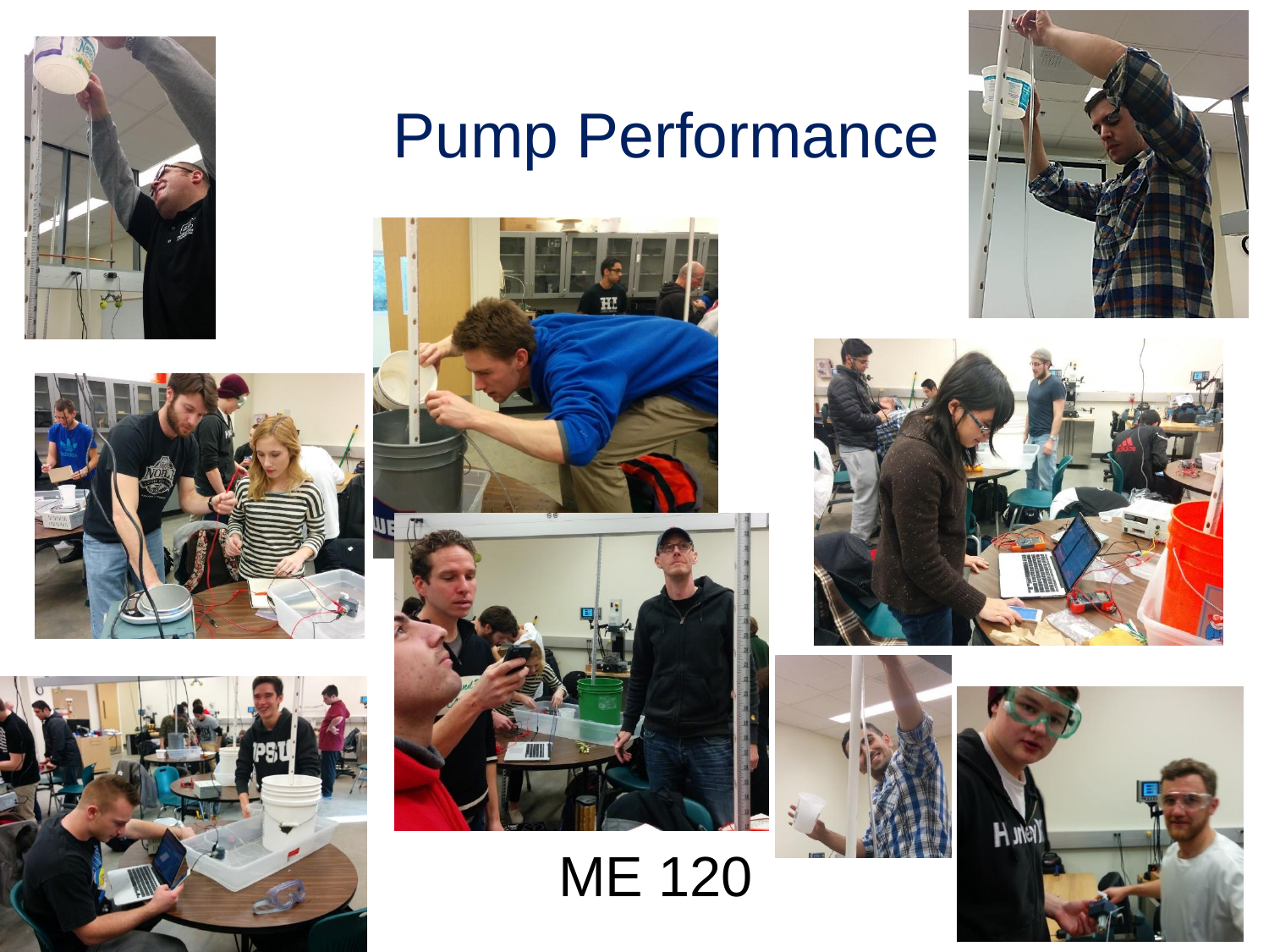# Pump Performance

ME 120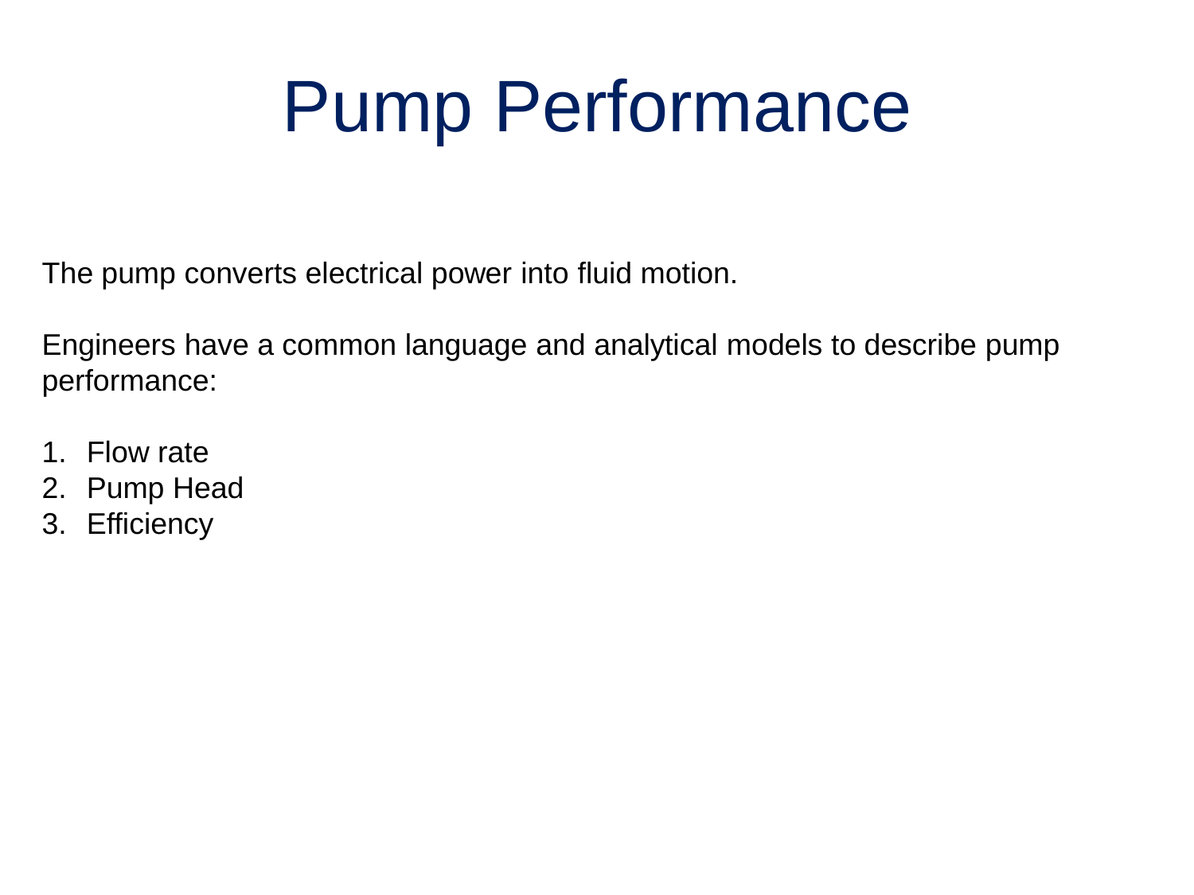# Pump Performance

The pump converts electrical power into fluid motion.

Engineers have a common language and analytical models to describe pump performance:

1. Flow rate
2. Pump Head
3. Efficiency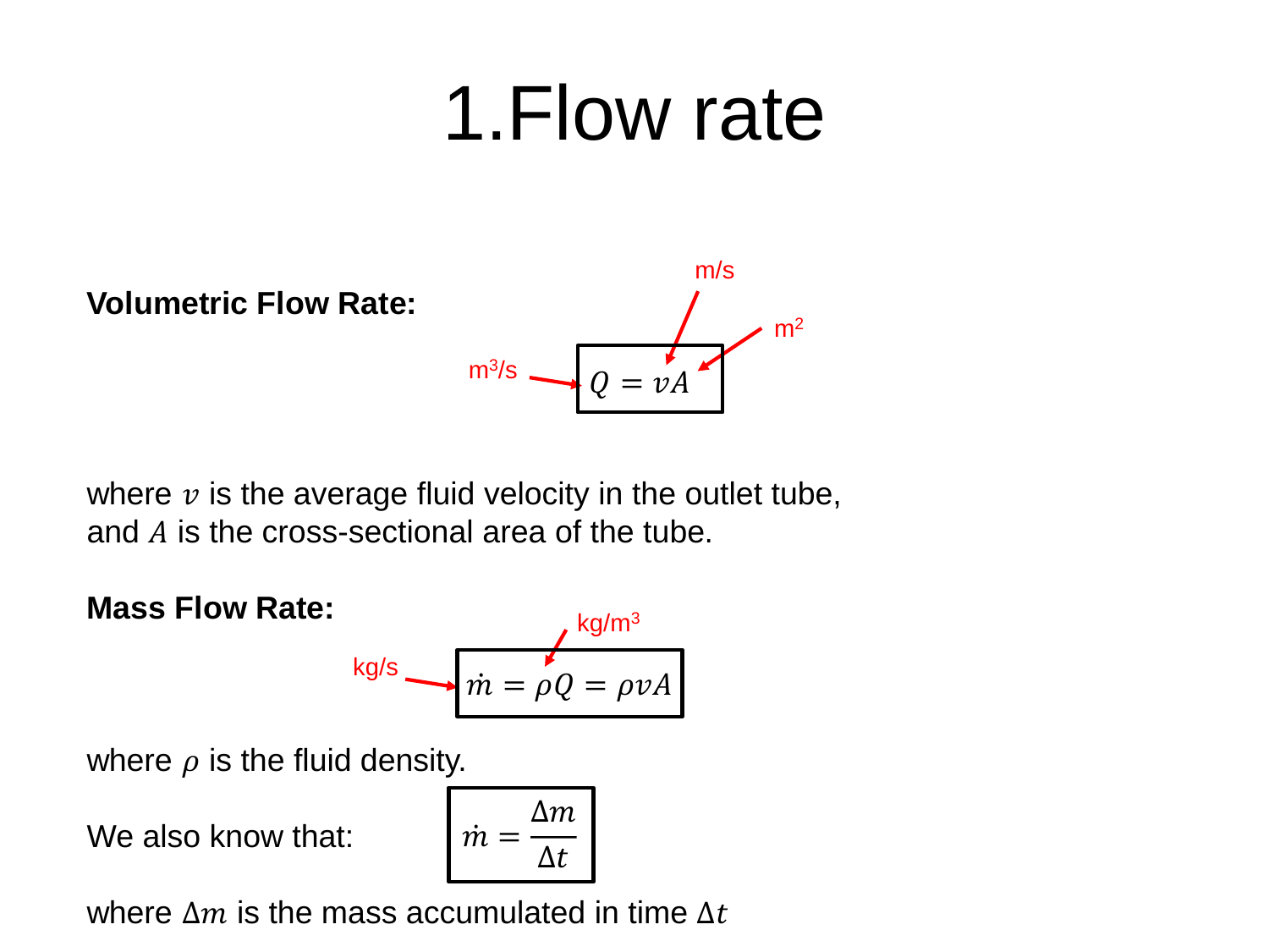# 1.Flow rate

**Volumetric Flow Rate:**

$$Q = vA$$

($Q$: m$^3$/s, $v$: m/s, $A$: m$^2$)

where $v$ is the average fluid velocity in the outlet tube, and $A$ is the cross-sectional area of the tube.

**Mass Flow Rate:**

$$\dot{m} = \rho Q = \rho v A$$

($\dot{m}$: kg/s, $\rho$: kg/m$^3$)

where $\rho$ is the fluid density.

We also know that:

$$\dot{m} = \frac{\Delta m}{\Delta t}$$

where $\Delta m$ is the mass accumulated in time $\Delta t$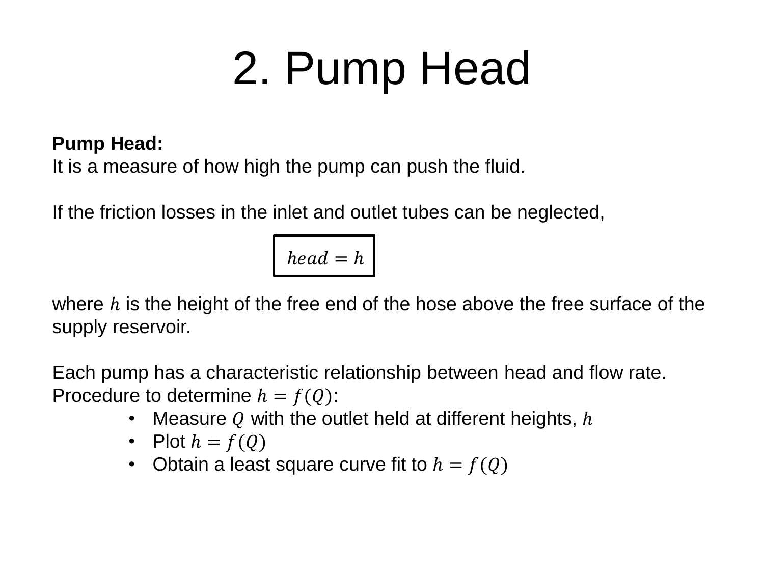# 2. Pump Head

**Pump Head:**
It is a measure of how high the pump can push the fluid.

If the friction losses in the inlet and outlet tubes can be neglected,

$$\boxed{head = h}$$

where $h$ is the height of the free end of the hose above the free surface of the supply reservoir.

Each pump has a characteristic relationship between head and flow rate.
Procedure to determine $h = f(Q)$:

- Measure $Q$ with the outlet held at different heights, $h$
- Plot $h = f(Q)$
- Obtain a least square curve fit to $h = f(Q)$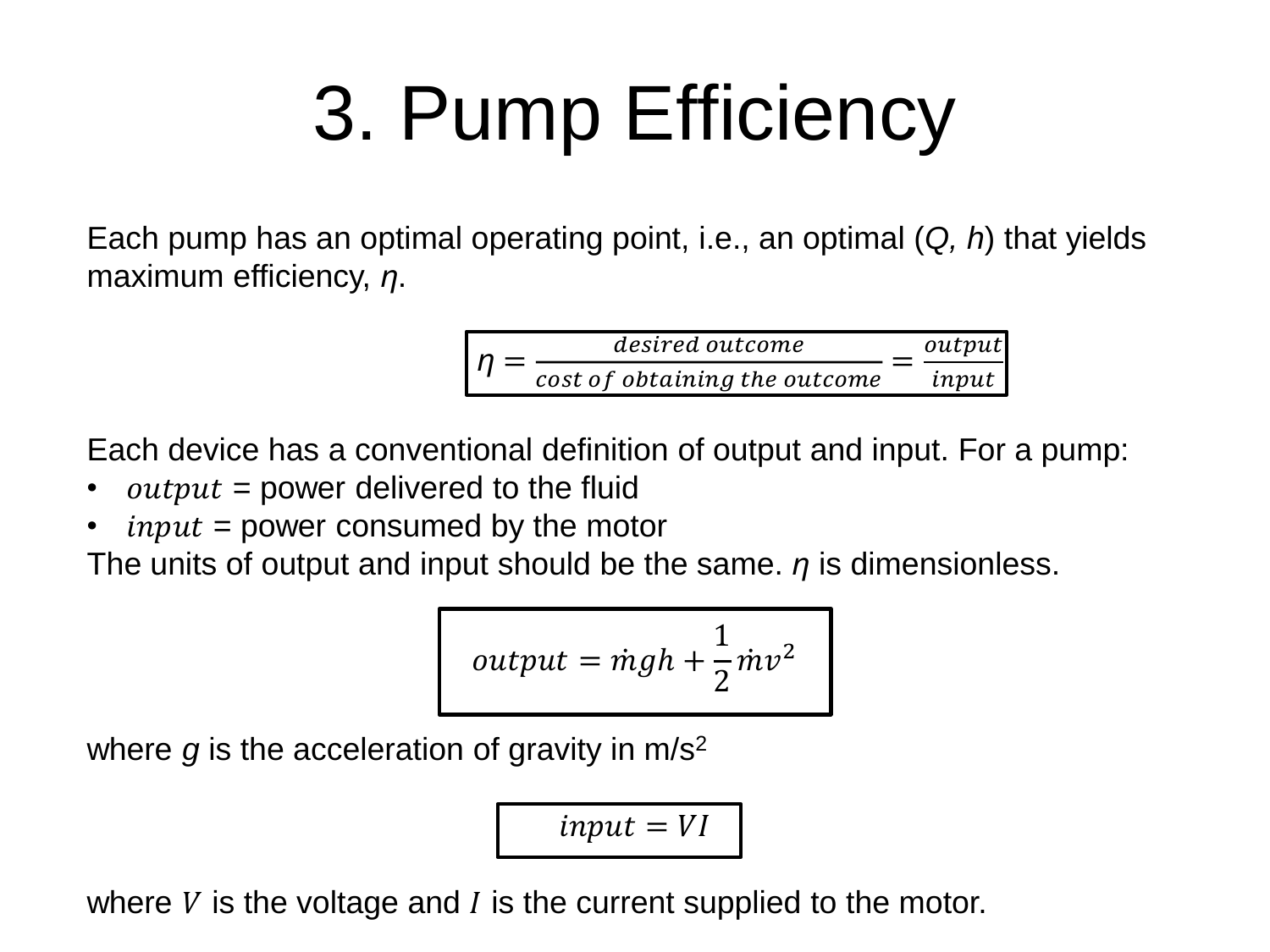# 3. Pump Efficiency

Each pump has an optimal operating point, i.e., an optimal ($Q$, $h$) that yields maximum efficiency, $\eta$.

$$\eta = \frac{desired\ outcome}{cost\ of\ obtaining\ the\ outcome} = \frac{output}{input}$$

Each device has a conventional definition of output and input. For a pump:

- $output$ = power delivered to the fluid
- $input$ = power consumed by the motor

The units of output and input should be the same. $\eta$ is dimensionless.

$$output = \dot{m}gh + \frac{1}{2}\dot{m}v^2$$

where $g$ is the acceleration of gravity in $m/s^2$

$$input = VI$$

where $V$ is the voltage and $I$ is the current supplied to the motor.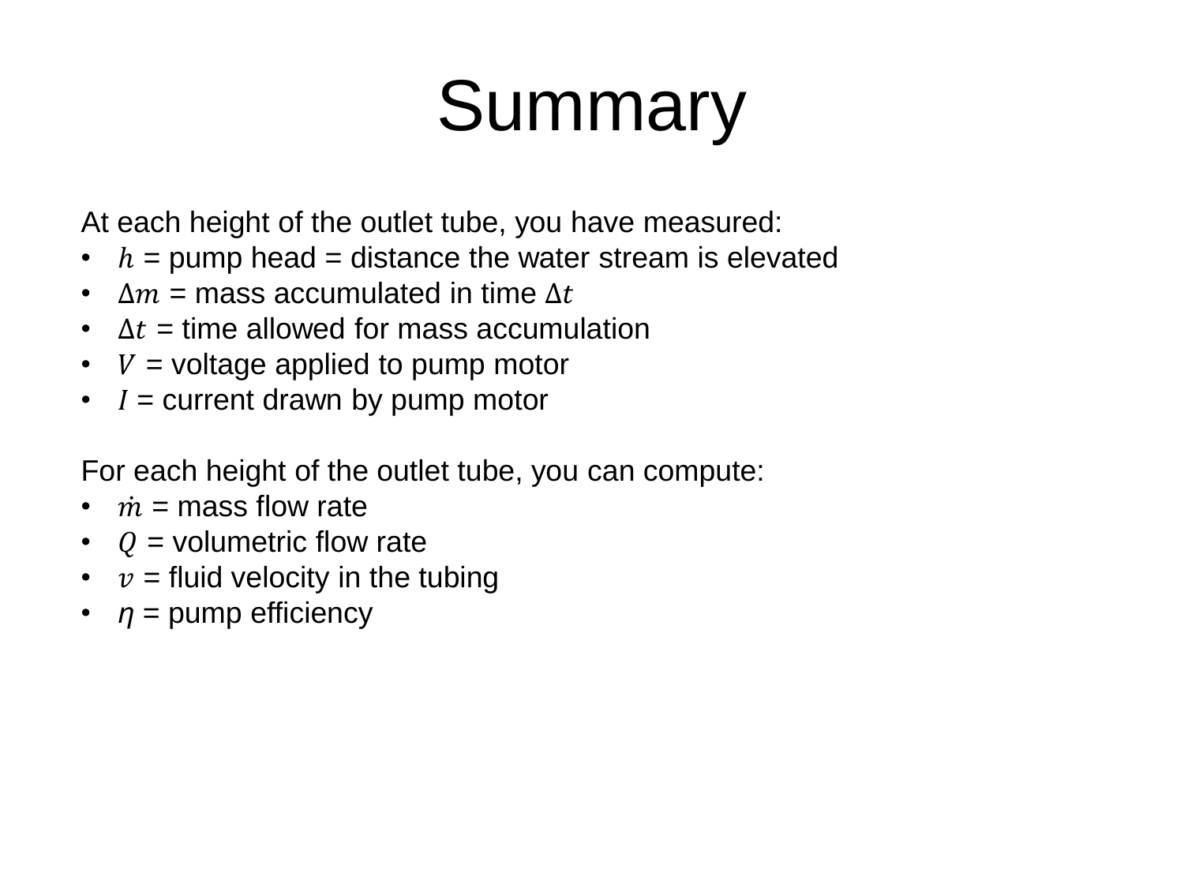# Summary

At each height of the outlet tube, you have measured:

- $h$ = pump head = distance the water stream is elevated
- $\Delta m$ = mass accumulated in time $\Delta t$
- $\Delta t$ = time allowed for mass accumulation
- $V$ = voltage applied to pump motor
- $I$ = current drawn by pump motor

For each height of the outlet tube, you can compute:

- $\dot{m}$ = mass flow rate
- $Q$ = volumetric flow rate
- $v$ = fluid velocity in the tubing
- $\eta$ = pump efficiency